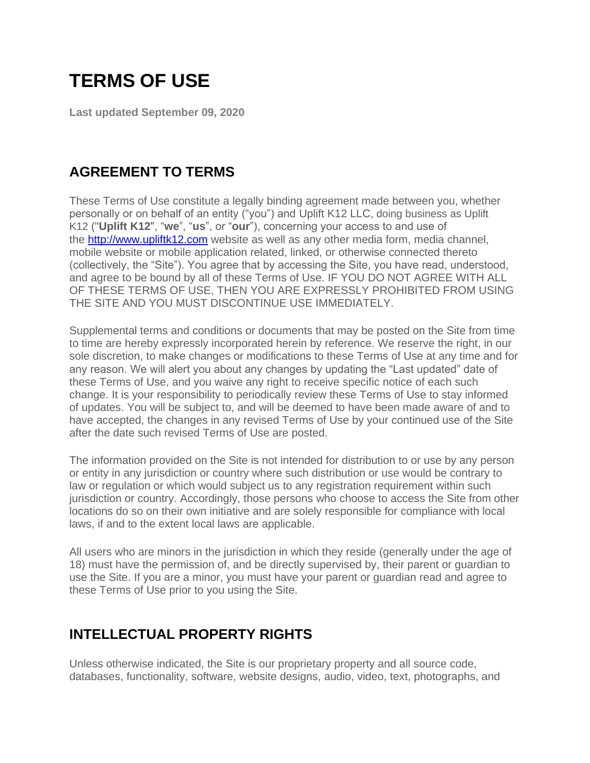# TERMS OF USE

**Last updated September 09, 2020**

## AGREEMENT TO TERMS

These Terms of Use constitute a legally binding agreement made between you, whether personally or on behalf of an entity ("you") and Uplift K12 LLC, doing business as Uplift K12 ("**Uplift K12**", "**we**", "**us**", or "**our**"), concerning your access to and use of the [http://www.upliftk12.com](http://www.upliftk12.com) website as well as any other media form, media channel, mobile website or mobile application related, linked, or otherwise connected thereto (collectively, the "Site"). You agree that by accessing the Site, you have read, understood, and agree to be bound by all of these Terms of Use. IF YOU DO NOT AGREE WITH ALL OF THESE TERMS OF USE, THEN YOU ARE EXPRESSLY PROHIBITED FROM USING THE SITE AND YOU MUST DISCONTINUE USE IMMEDIATELY.

Supplemental terms and conditions or documents that may be posted on the Site from time to time are hereby expressly incorporated herein by reference. We reserve the right, in our sole discretion, to make changes or modifications to these Terms of Use at any time and for any reason. We will alert you about any changes by updating the "Last updated" date of these Terms of Use, and you waive any right to receive specific notice of each such change. It is your responsibility to periodically review these Terms of Use to stay informed of updates. You will be subject to, and will be deemed to have been made aware of and to have accepted, the changes in any revised Terms of Use by your continued use of the Site after the date such revised Terms of Use are posted.

The information provided on the Site is not intended for distribution to or use by any person or entity in any jurisdiction or country where such distribution or use would be contrary to law or regulation or which would subject us to any registration requirement within such jurisdiction or country. Accordingly, those persons who choose to access the Site from other locations do so on their own initiative and are solely responsible for compliance with local laws, if and to the extent local laws are applicable.

All users who are minors in the jurisdiction in which they reside (generally under the age of 18) must have the permission of, and be directly supervised by, their parent or guardian to use the Site. If you are a minor, you must have your parent or guardian read and agree to these Terms of Use prior to you using the Site.

## INTELLECTUAL PROPERTY RIGHTS

Unless otherwise indicated, the Site is our proprietary property and all source code, databases, functionality, software, website designs, audio, video, text, photographs, and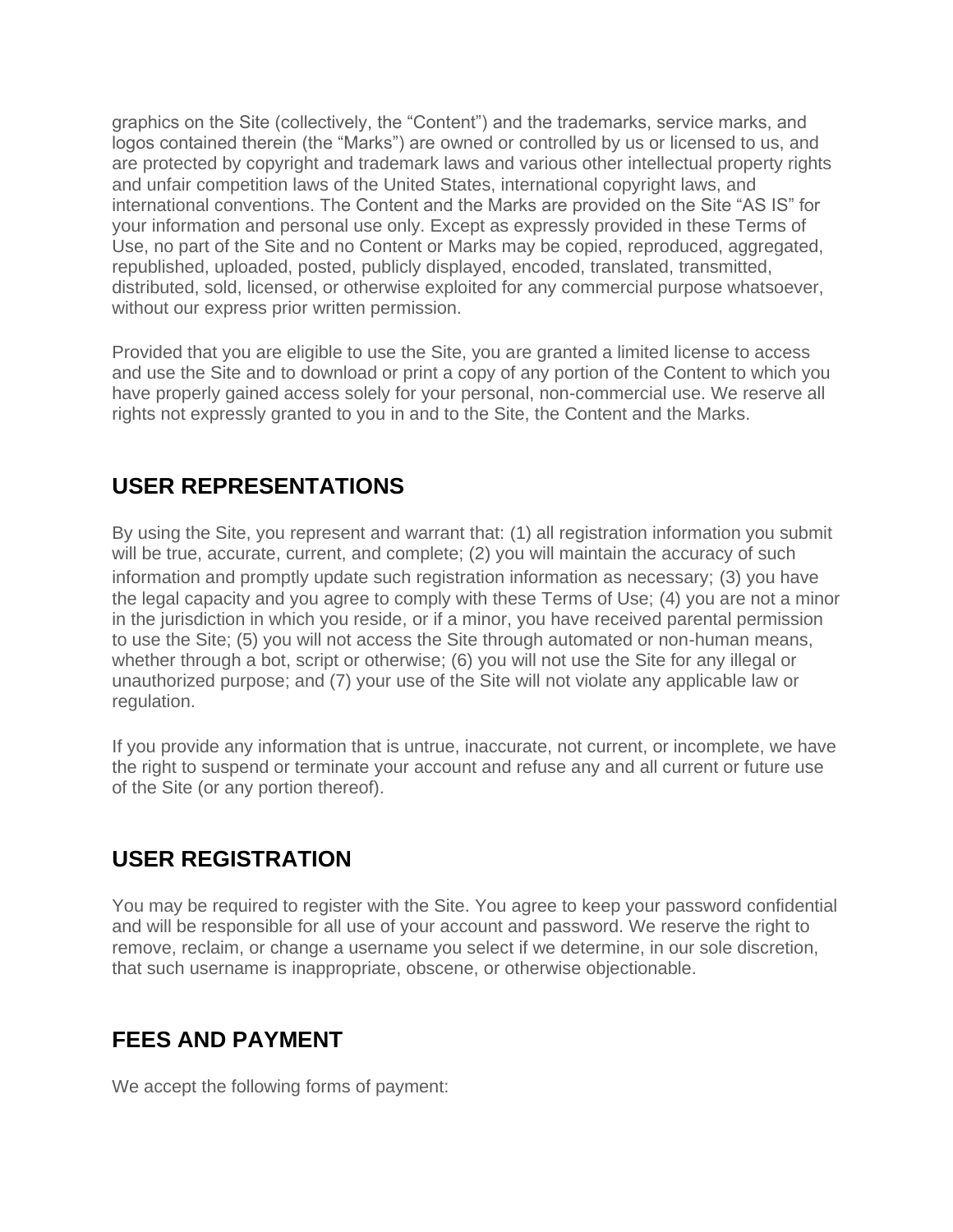graphics on the Site (collectively, the "Content") and the trademarks, service marks, and logos contained therein (the "Marks") are owned or controlled by us or licensed to us, and are protected by copyright and trademark laws and various other intellectual property rights and unfair competition laws of the United States, international copyright laws, and international conventions. The Content and the Marks are provided on the Site "AS IS" for your information and personal use only. Except as expressly provided in these Terms of Use, no part of the Site and no Content or Marks may be copied, reproduced, aggregated, republished, uploaded, posted, publicly displayed, encoded, translated, transmitted, distributed, sold, licensed, or otherwise exploited for any commercial purpose whatsoever, without our express prior written permission.

Provided that you are eligible to use the Site, you are granted a limited license to access and use the Site and to download or print a copy of any portion of the Content to which you have properly gained access solely for your personal, non-commercial use. We reserve all rights not expressly granted to you in and to the Site, the Content and the Marks.

## USER REPRESENTATIONS

By using the Site, you represent and warrant that: (1) all registration information you submit will be true, accurate, current, and complete; (2) you will maintain the accuracy of such information and promptly update such registration information as necessary; (3) you have the legal capacity and you agree to comply with these Terms of Use; (4) you are not a minor in the jurisdiction in which you reside, or if a minor, you have received parental permission to use the Site; (5) you will not access the Site through automated or non-human means, whether through a bot, script or otherwise; (6) you will not use the Site for any illegal or unauthorized purpose; and (7) your use of the Site will not violate any applicable law or regulation.

If you provide any information that is untrue, inaccurate, not current, or incomplete, we have the right to suspend or terminate your account and refuse any and all current or future use of the Site (or any portion thereof).

## USER REGISTRATION

You may be required to register with the Site. You agree to keep your password confidential and will be responsible for all use of your account and password. We reserve the right to remove, reclaim, or change a username you select if we determine, in our sole discretion, that such username is inappropriate, obscene, or otherwise objectionable.

## FEES AND PAYMENT

We accept the following forms of payment: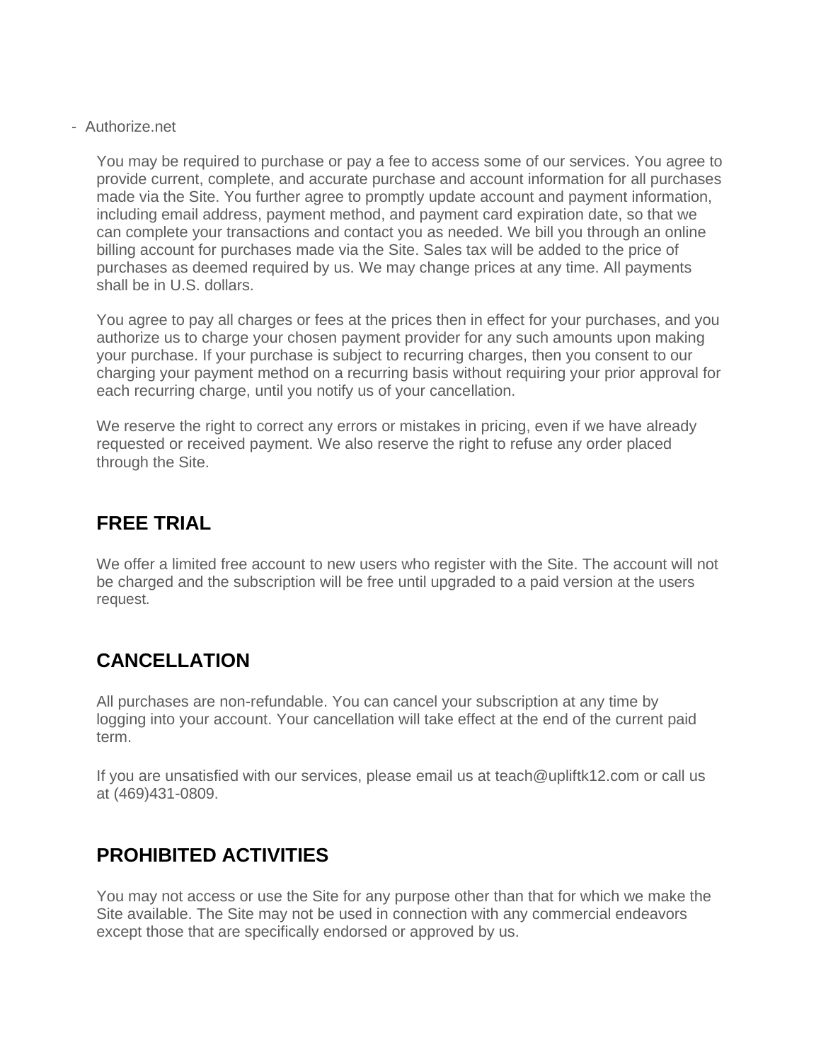- Authorize.net

You may be required to purchase or pay a fee to access some of our services. You agree to provide current, complete, and accurate purchase and account information for all purchases made via the Site. You further agree to promptly update account and payment information, including email address, payment method, and payment card expiration date, so that we can complete your transactions and contact you as needed. We bill you through an online billing account for purchases made via the Site. Sales tax will be added to the price of purchases as deemed required by us. We may change prices at any time. All payments shall be in U.S. dollars.

You agree to pay all charges or fees at the prices then in effect for your purchases, and you authorize us to charge your chosen payment provider for any such amounts upon making your purchase. If your purchase is subject to recurring charges, then you consent to our charging your payment method on a recurring basis without requiring your prior approval for each recurring charge, until you notify us of your cancellation.

We reserve the right to correct any errors or mistakes in pricing, even if we have already requested or received payment. We also reserve the right to refuse any order placed through the Site.

## FREE TRIAL

We offer a limited free account to new users who register with the Site. The account will not be charged and the subscription will be free until upgraded to a paid version at the users request.

## CANCELLATION

All purchases are non-refundable. You can cancel your subscription at any time by logging into your account. Your cancellation will take effect at the end of the current paid term.

If you are unsatisfied with our services, please email us at teach@upliftk12.com or call us at (469)431-0809.

## PROHIBITED ACTIVITIES

You may not access or use the Site for any purpose other than that for which we make the Site available. The Site may not be used in connection with any commercial endeavors except those that are specifically endorsed or approved by us.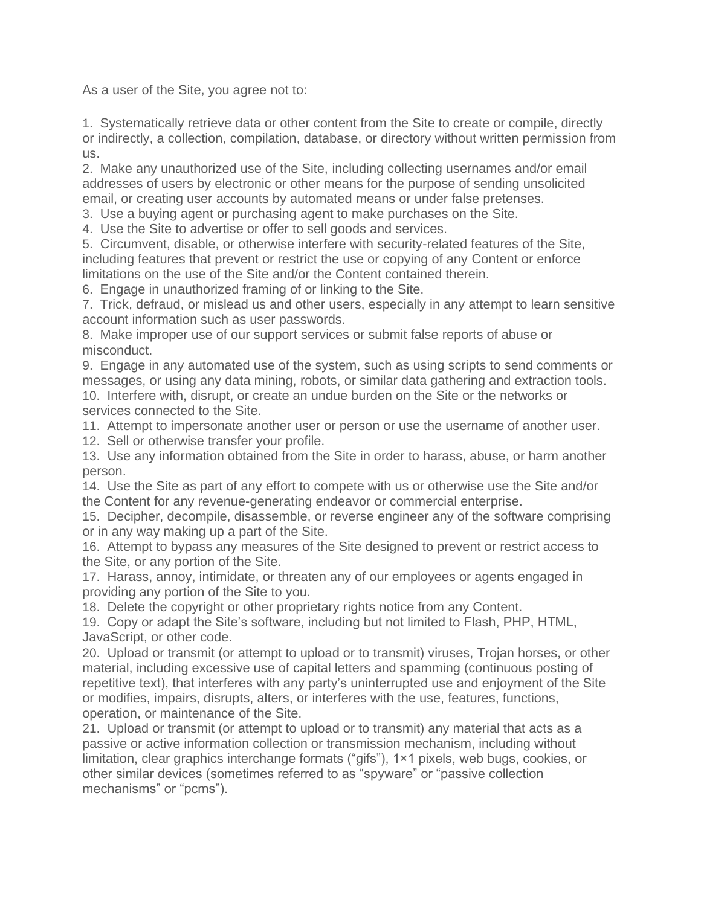As a user of the Site, you agree not to:

1. Systematically retrieve data or other content from the Site to create or compile, directly or indirectly, a collection, compilation, database, or directory without written permission from us.
2. Make any unauthorized use of the Site, including collecting usernames and/or email addresses of users by electronic or other means for the purpose of sending unsolicited email, or creating user accounts by automated means or under false pretenses.
3. Use a buying agent or purchasing agent to make purchases on the Site.
4. Use the Site to advertise or offer to sell goods and services.
5. Circumvent, disable, or otherwise interfere with security-related features of the Site, including features that prevent or restrict the use or copying of any Content or enforce limitations on the use of the Site and/or the Content contained therein.
6. Engage in unauthorized framing of or linking to the Site.
7. Trick, defraud, or mislead us and other users, especially in any attempt to learn sensitive account information such as user passwords.
8. Make improper use of our support services or submit false reports of abuse or misconduct.
9. Engage in any automated use of the system, such as using scripts to send comments or messages, or using any data mining, robots, or similar data gathering and extraction tools.
10. Interfere with, disrupt, or create an undue burden on the Site or the networks or services connected to the Site.
11. Attempt to impersonate another user or person or use the username of another user.
12. Sell or otherwise transfer your profile.
13. Use any information obtained from the Site in order to harass, abuse, or harm another person.
14. Use the Site as part of any effort to compete with us or otherwise use the Site and/or the Content for any revenue-generating endeavor or commercial enterprise.
15. Decipher, decompile, disassemble, or reverse engineer any of the software comprising or in any way making up a part of the Site.
16. Attempt to bypass any measures of the Site designed to prevent or restrict access to the Site, or any portion of the Site.
17. Harass, annoy, intimidate, or threaten any of our employees or agents engaged in providing any portion of the Site to you.
18. Delete the copyright or other proprietary rights notice from any Content.
19. Copy or adapt the Site's software, including but not limited to Flash, PHP, HTML, JavaScript, or other code.
20. Upload or transmit (or attempt to upload or to transmit) viruses, Trojan horses, or other material, including excessive use of capital letters and spamming (continuous posting of repetitive text), that interferes with any party's uninterrupted use and enjoyment of the Site or modifies, impairs, disrupts, alters, or interferes with the use, features, functions, operation, or maintenance of the Site.
21. Upload or transmit (or attempt to upload or to transmit) any material that acts as a passive or active information collection or transmission mechanism, including without limitation, clear graphics interchange formats ("gifs"), 1×1 pixels, web bugs, cookies, or other similar devices (sometimes referred to as "spyware" or "passive collection mechanisms" or "pcms").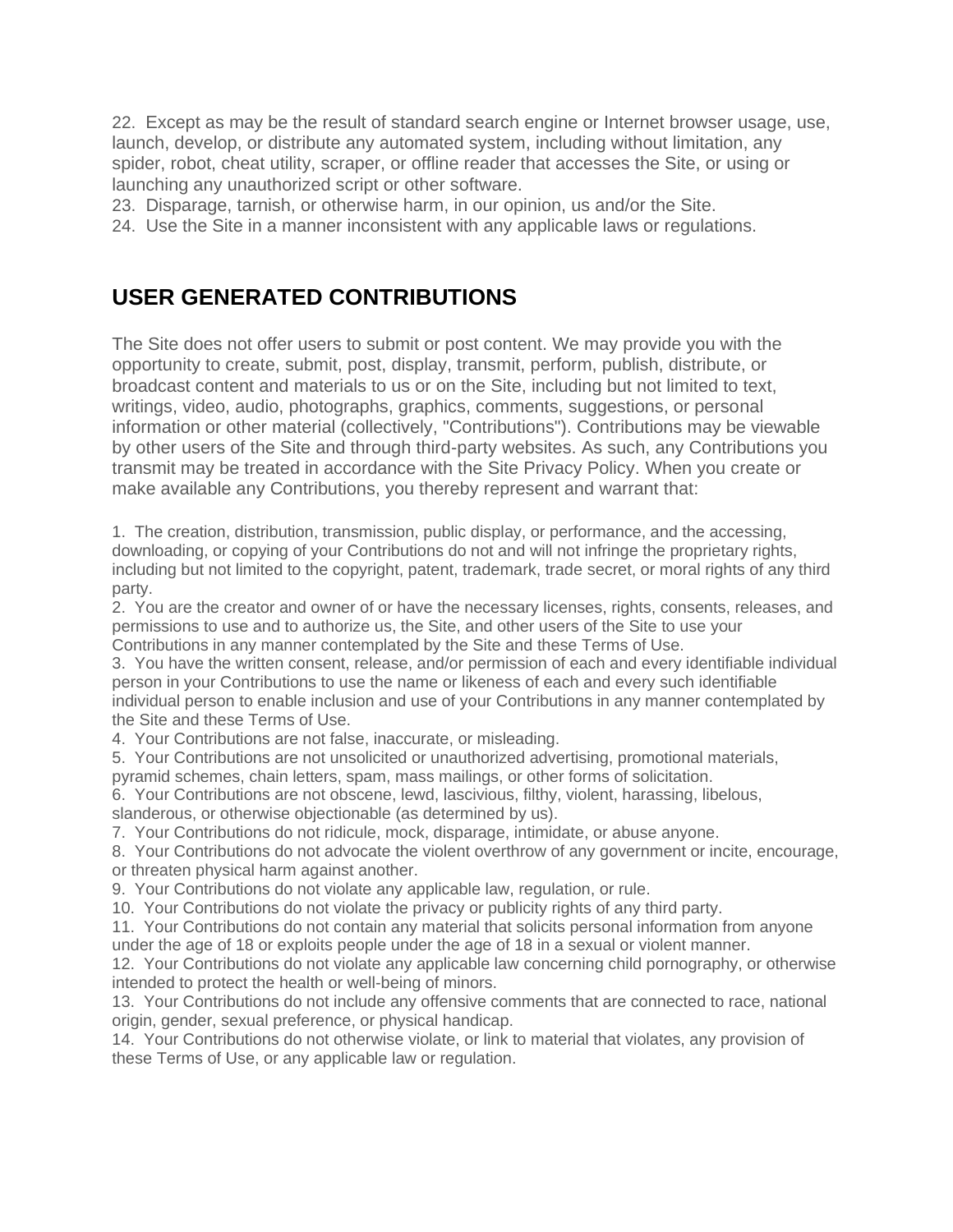22. Except as may be the result of standard search engine or Internet browser usage, use, launch, develop, or distribute any automated system, including without limitation, any spider, robot, cheat utility, scraper, or offline reader that accesses the Site, or using or launching any unauthorized script or other software.
23. Disparage, tarnish, or otherwise harm, in our opinion, us and/or the Site.
24. Use the Site in a manner inconsistent with any applicable laws or regulations.

## USER GENERATED CONTRIBUTIONS

The Site does not offer users to submit or post content. We may provide you with the opportunity to create, submit, post, display, transmit, perform, publish, distribute, or broadcast content and materials to us or on the Site, including but not limited to text, writings, video, audio, photographs, graphics, comments, suggestions, or personal information or other material (collectively, "Contributions"). Contributions may be viewable by other users of the Site and through third-party websites. As such, any Contributions you transmit may be treated in accordance with the Site Privacy Policy. When you create or make available any Contributions, you thereby represent and warrant that:

1. The creation, distribution, transmission, public display, or performance, and the accessing, downloading, or copying of your Contributions do not and will not infringe the proprietary rights, including but not limited to the copyright, patent, trademark, trade secret, or moral rights of any third party.
2. You are the creator and owner of or have the necessary licenses, rights, consents, releases, and permissions to use and to authorize us, the Site, and other users of the Site to use your Contributions in any manner contemplated by the Site and these Terms of Use.
3. You have the written consent, release, and/or permission of each and every identifiable individual person in your Contributions to use the name or likeness of each and every such identifiable individual person to enable inclusion and use of your Contributions in any manner contemplated by the Site and these Terms of Use.
4. Your Contributions are not false, inaccurate, or misleading.
5. Your Contributions are not unsolicited or unauthorized advertising, promotional materials, pyramid schemes, chain letters, spam, mass mailings, or other forms of solicitation.
6. Your Contributions are not obscene, lewd, lascivious, filthy, violent, harassing, libelous, slanderous, or otherwise objectionable (as determined by us).
7. Your Contributions do not ridicule, mock, disparage, intimidate, or abuse anyone.
8. Your Contributions do not advocate the violent overthrow of any government or incite, encourage, or threaten physical harm against another.
9. Your Contributions do not violate any applicable law, regulation, or rule.
10. Your Contributions do not violate the privacy or publicity rights of any third party.
11. Your Contributions do not contain any material that solicits personal information from anyone under the age of 18 or exploits people under the age of 18 in a sexual or violent manner.
12. Your Contributions do not violate any applicable law concerning child pornography, or otherwise intended to protect the health or well-being of minors.
13. Your Contributions do not include any offensive comments that are connected to race, national origin, gender, sexual preference, or physical handicap.
14. Your Contributions do not otherwise violate, or link to material that violates, any provision of these Terms of Use, or any applicable law or regulation.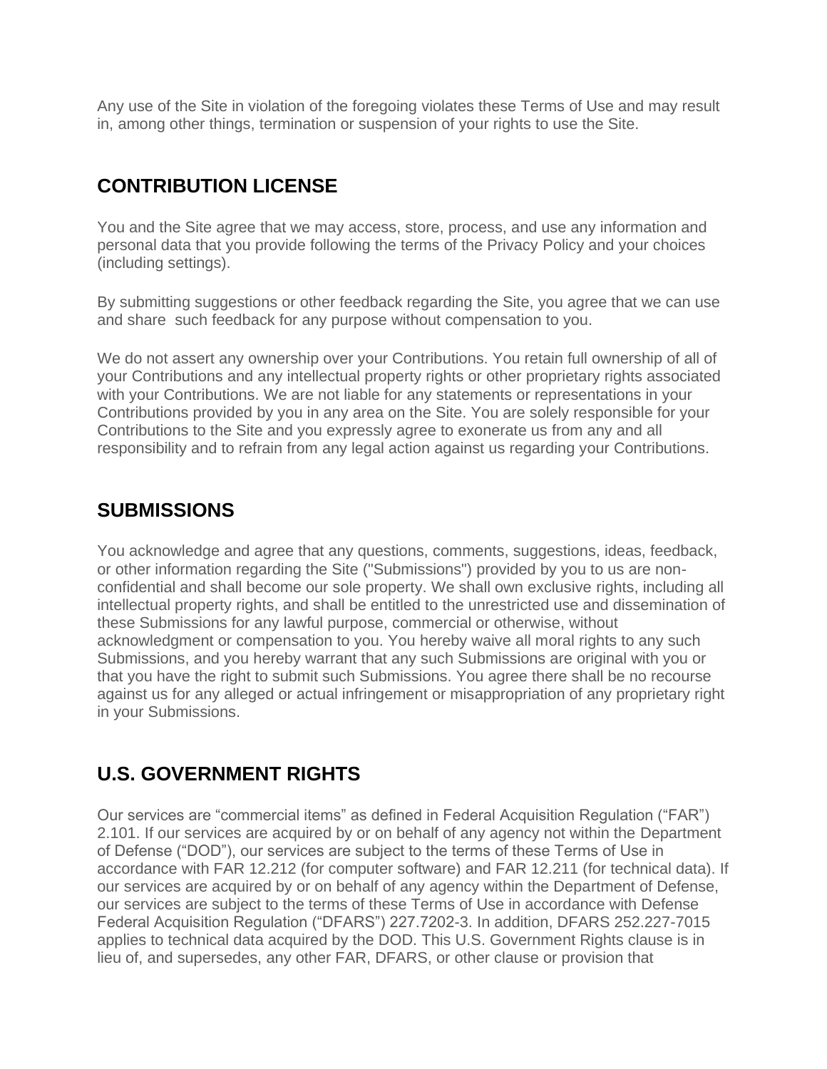Any use of the Site in violation of the foregoing violates these Terms of Use and may result in, among other things, termination or suspension of your rights to use the Site.

## CONTRIBUTION LICENSE

You and the Site agree that we may access, store, process, and use any information and personal data that you provide following the terms of the Privacy Policy and your choices (including settings).

By submitting suggestions or other feedback regarding the Site, you agree that we can use and share such feedback for any purpose without compensation to you.

We do not assert any ownership over your Contributions. You retain full ownership of all of your Contributions and any intellectual property rights or other proprietary rights associated with your Contributions. We are not liable for any statements or representations in your Contributions provided by you in any area on the Site. You are solely responsible for your Contributions to the Site and you expressly agree to exonerate us from any and all responsibility and to refrain from any legal action against us regarding your Contributions.

## SUBMISSIONS

You acknowledge and agree that any questions, comments, suggestions, ideas, feedback, or other information regarding the Site ("Submissions") provided by you to us are non-confidential and shall become our sole property. We shall own exclusive rights, including all intellectual property rights, and shall be entitled to the unrestricted use and dissemination of these Submissions for any lawful purpose, commercial or otherwise, without acknowledgment or compensation to you. You hereby waive all moral rights to any such Submissions, and you hereby warrant that any such Submissions are original with you or that you have the right to submit such Submissions. You agree there shall be no recourse against us for any alleged or actual infringement or misappropriation of any proprietary right in your Submissions.

## U.S. GOVERNMENT RIGHTS

Our services are “commercial items” as defined in Federal Acquisition Regulation (“FAR”) 2.101. If our services are acquired by or on behalf of any agency not within the Department of Defense (“DOD”), our services are subject to the terms of these Terms of Use in accordance with FAR 12.212 (for computer software) and FAR 12.211 (for technical data). If our services are acquired by or on behalf of any agency within the Department of Defense, our services are subject to the terms of these Terms of Use in accordance with Defense Federal Acquisition Regulation (“DFARS”) 227.7202-3. In addition, DFARS 252.227-7015 applies to technical data acquired by the DOD. This U.S. Government Rights clause is in lieu of, and supersedes, any other FAR, DFARS, or other clause or provision that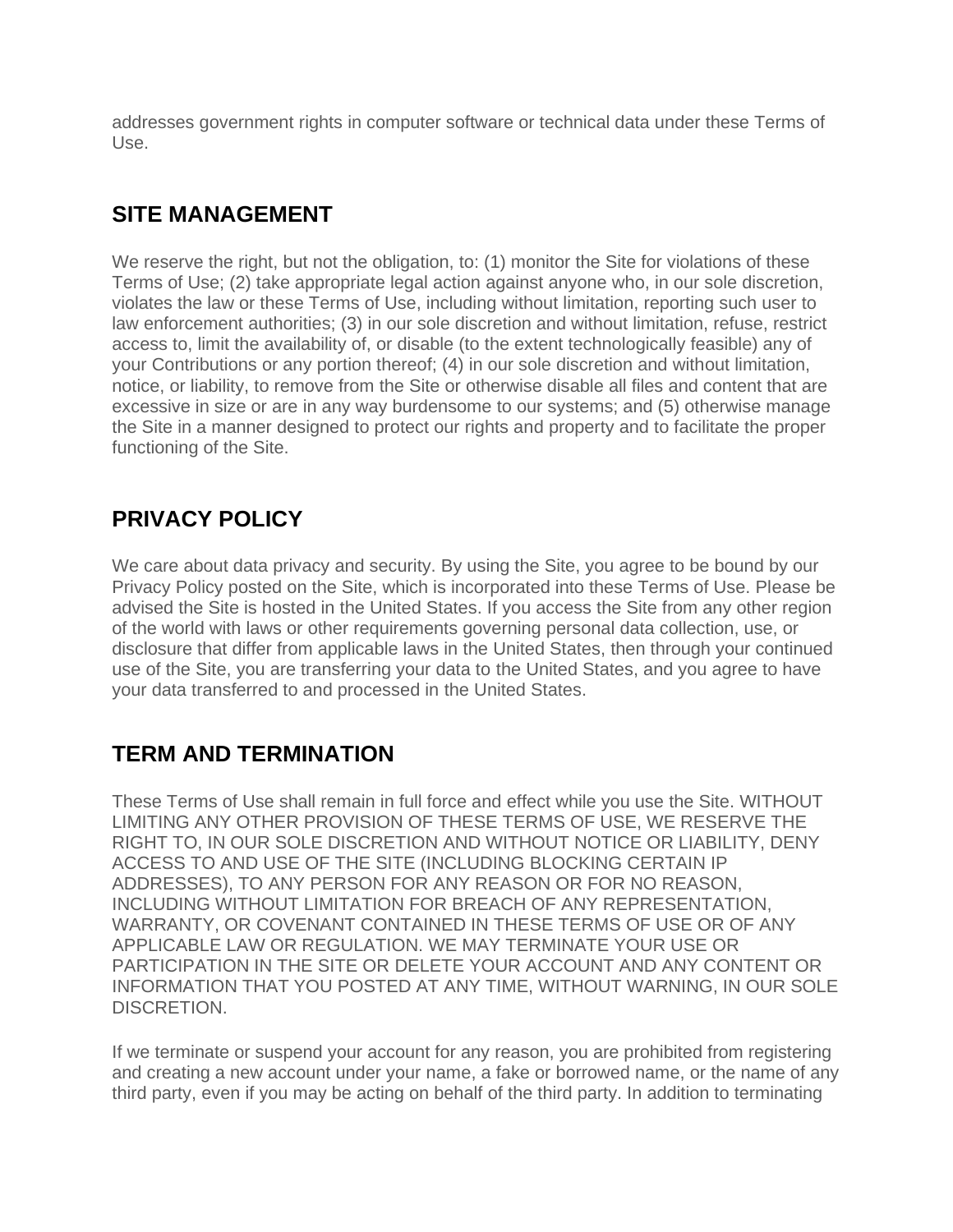addresses government rights in computer software or technical data under these Terms of Use.

## SITE MANAGEMENT

We reserve the right, but not the obligation, to: (1) monitor the Site for violations of these Terms of Use; (2) take appropriate legal action against anyone who, in our sole discretion, violates the law or these Terms of Use, including without limitation, reporting such user to law enforcement authorities; (3) in our sole discretion and without limitation, refuse, restrict access to, limit the availability of, or disable (to the extent technologically feasible) any of your Contributions or any portion thereof; (4) in our sole discretion and without limitation, notice, or liability, to remove from the Site or otherwise disable all files and content that are excessive in size or are in any way burdensome to our systems; and (5) otherwise manage the Site in a manner designed to protect our rights and property and to facilitate the proper functioning of the Site.

## PRIVACY POLICY

We care about data privacy and security. By using the Site, you agree to be bound by our Privacy Policy posted on the Site, which is incorporated into these Terms of Use. Please be advised the Site is hosted in the United States. If you access the Site from any other region of the world with laws or other requirements governing personal data collection, use, or disclosure that differ from applicable laws in the United States, then through your continued use of the Site, you are transferring your data to the United States, and you agree to have your data transferred to and processed in the United States.

## TERM AND TERMINATION

These Terms of Use shall remain in full force and effect while you use the Site. WITHOUT LIMITING ANY OTHER PROVISION OF THESE TERMS OF USE, WE RESERVE THE RIGHT TO, IN OUR SOLE DISCRETION AND WITHOUT NOTICE OR LIABILITY, DENY ACCESS TO AND USE OF THE SITE (INCLUDING BLOCKING CERTAIN IP ADDRESSES), TO ANY PERSON FOR ANY REASON OR FOR NO REASON, INCLUDING WITHOUT LIMITATION FOR BREACH OF ANY REPRESENTATION, WARRANTY, OR COVENANT CONTAINED IN THESE TERMS OF USE OR OF ANY APPLICABLE LAW OR REGULATION. WE MAY TERMINATE YOUR USE OR PARTICIPATION IN THE SITE OR DELETE YOUR ACCOUNT AND ANY CONTENT OR INFORMATION THAT YOU POSTED AT ANY TIME, WITHOUT WARNING, IN OUR SOLE DISCRETION.

If we terminate or suspend your account for any reason, you are prohibited from registering and creating a new account under your name, a fake or borrowed name, or the name of any third party, even if you may be acting on behalf of the third party. In addition to terminating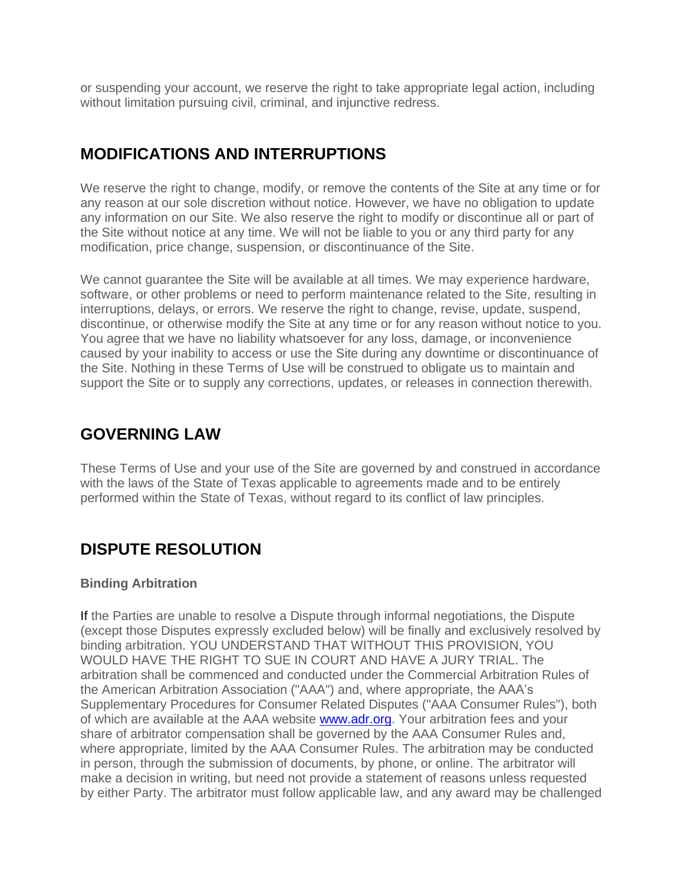or suspending your account, we reserve the right to take appropriate legal action, including without limitation pursuing civil, criminal, and injunctive redress.

## MODIFICATIONS AND INTERRUPTIONS

We reserve the right to change, modify, or remove the contents of the Site at any time or for any reason at our sole discretion without notice. However, we have no obligation to update any information on our Site. We also reserve the right to modify or discontinue all or part of the Site without notice at any time. We will not be liable to you or any third party for any modification, price change, suspension, or discontinuance of the Site.

We cannot guarantee the Site will be available at all times. We may experience hardware, software, or other problems or need to perform maintenance related to the Site, resulting in interruptions, delays, or errors. We reserve the right to change, revise, update, suspend, discontinue, or otherwise modify the Site at any time or for any reason without notice to you. You agree that we have no liability whatsoever for any loss, damage, or inconvenience caused by your inability to access or use the Site during any downtime or discontinuance of the Site. Nothing in these Terms of Use will be construed to obligate us to maintain and support the Site or to supply any corrections, updates, or releases in connection therewith.

## GOVERNING LAW

These Terms of Use and your use of the Site are governed by and construed in accordance with the laws of the State of Texas applicable to agreements made and to be entirely performed within the State of Texas, without regard to its conflict of law principles.

## DISPUTE RESOLUTION

**Binding Arbitration**

If the Parties are unable to resolve a Dispute through informal negotiations, the Dispute (except those Disputes expressly excluded below) will be finally and exclusively resolved by binding arbitration. YOU UNDERSTAND THAT WITHOUT THIS PROVISION, YOU WOULD HAVE THE RIGHT TO SUE IN COURT AND HAVE A JURY TRIAL. The arbitration shall be commenced and conducted under the Commercial Arbitration Rules of the American Arbitration Association ("AAA") and, where appropriate, the AAA's Supplementary Procedures for Consumer Related Disputes ("AAA Consumer Rules"), both of which are available at the AAA website [www.adr.org](http://www.adr.org). Your arbitration fees and your share of arbitrator compensation shall be governed by the AAA Consumer Rules and, where appropriate, limited by the AAA Consumer Rules. The arbitration may be conducted in person, through the submission of documents, by phone, or online. The arbitrator will make a decision in writing, but need not provide a statement of reasons unless requested by either Party. The arbitrator must follow applicable law, and any award may be challenged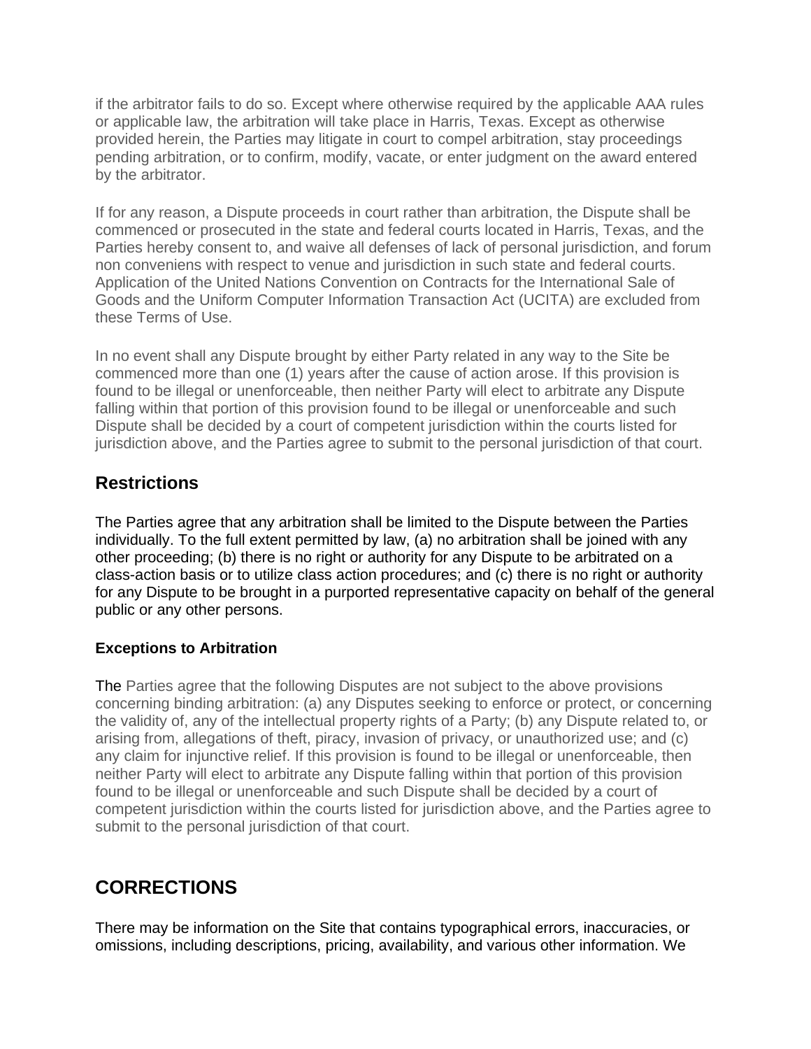if the arbitrator fails to do so. Except where otherwise required by the applicable AAA rules or applicable law, the arbitration will take place in Harris, Texas. Except as otherwise provided herein, the Parties may litigate in court to compel arbitration, stay proceedings pending arbitration, or to confirm, modify, vacate, or enter judgment on the award entered by the arbitrator.

If for any reason, a Dispute proceeds in court rather than arbitration, the Dispute shall be commenced or prosecuted in the state and federal courts located in Harris, Texas, and the Parties hereby consent to, and waive all defenses of lack of personal jurisdiction, and forum non conveniens with respect to venue and jurisdiction in such state and federal courts. Application of the United Nations Convention on Contracts for the International Sale of Goods and the Uniform Computer Information Transaction Act (UCITA) are excluded from these Terms of Use.

In no event shall any Dispute brought by either Party related in any way to the Site be commenced more than one (1) years after the cause of action arose. If this provision is found to be illegal or unenforceable, then neither Party will elect to arbitrate any Dispute falling within that portion of this provision found to be illegal or unenforceable and such Dispute shall be decided by a court of competent jurisdiction within the courts listed for jurisdiction above, and the Parties agree to submit to the personal jurisdiction of that court.

### Restrictions

The Parties agree that any arbitration shall be limited to the Dispute between the Parties individually. To the full extent permitted by law, (a) no arbitration shall be joined with any other proceeding; (b) there is no right or authority for any Dispute to be arbitrated on a class-action basis or to utilize class action procedures; and (c) there is no right or authority for any Dispute to be brought in a purported representative capacity on behalf of the general public or any other persons.

#### Exceptions to Arbitration

The Parties agree that the following Disputes are not subject to the above provisions concerning binding arbitration: (a) any Disputes seeking to enforce or protect, or concerning the validity of, any of the intellectual property rights of a Party; (b) any Dispute related to, or arising from, allegations of theft, piracy, invasion of privacy, or unauthorized use; and (c) any claim for injunctive relief. If this provision is found to be illegal or unenforceable, then neither Party will elect to arbitrate any Dispute falling within that portion of this provision found to be illegal or unenforceable and such Dispute shall be decided by a court of competent jurisdiction within the courts listed for jurisdiction above, and the Parties agree to submit to the personal jurisdiction of that court.

## CORRECTIONS

There may be information on the Site that contains typographical errors, inaccuracies, or omissions, including descriptions, pricing, availability, and various other information. We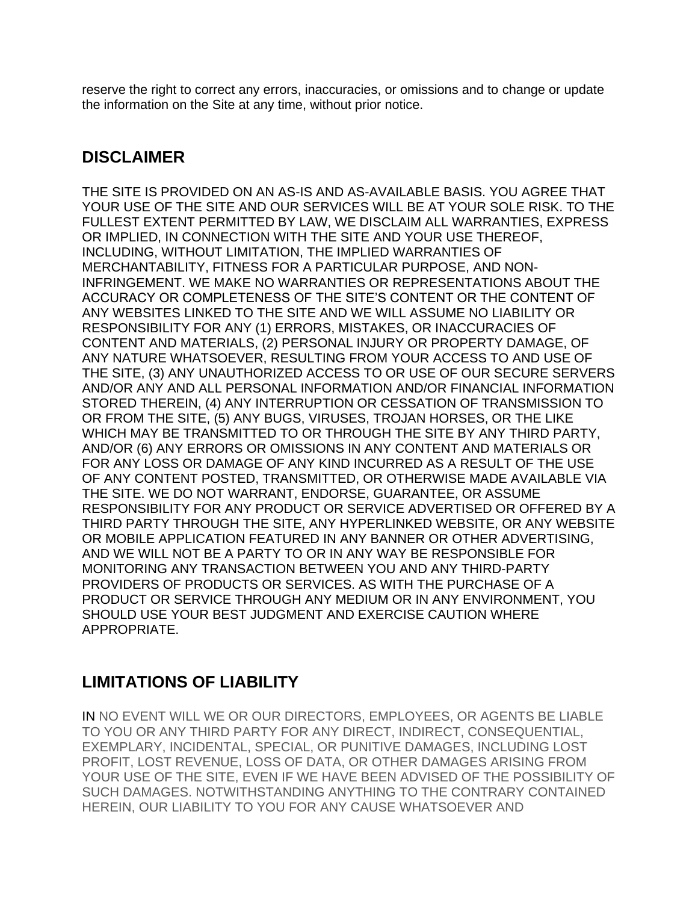reserve the right to correct any errors, inaccuracies, or omissions and to change or update the information on the Site at any time, without prior notice.

## DISCLAIMER

THE SITE IS PROVIDED ON AN AS-IS AND AS-AVAILABLE BASIS. YOU AGREE THAT YOUR USE OF THE SITE AND OUR SERVICES WILL BE AT YOUR SOLE RISK. TO THE FULLEST EXTENT PERMITTED BY LAW, WE DISCLAIM ALL WARRANTIES, EXPRESS OR IMPLIED, IN CONNECTION WITH THE SITE AND YOUR USE THEREOF, INCLUDING, WITHOUT LIMITATION, THE IMPLIED WARRANTIES OF MERCHANTABILITY, FITNESS FOR A PARTICULAR PURPOSE, AND NON-INFRINGEMENT. WE MAKE NO WARRANTIES OR REPRESENTATIONS ABOUT THE ACCURACY OR COMPLETENESS OF THE SITE'S CONTENT OR THE CONTENT OF ANY WEBSITES LINKED TO THE SITE AND WE WILL ASSUME NO LIABILITY OR RESPONSIBILITY FOR ANY (1) ERRORS, MISTAKES, OR INACCURACIES OF CONTENT AND MATERIALS, (2) PERSONAL INJURY OR PROPERTY DAMAGE, OF ANY NATURE WHATSOEVER, RESULTING FROM YOUR ACCESS TO AND USE OF THE SITE, (3) ANY UNAUTHORIZED ACCESS TO OR USE OF OUR SECURE SERVERS AND/OR ANY AND ALL PERSONAL INFORMATION AND/OR FINANCIAL INFORMATION STORED THEREIN, (4) ANY INTERRUPTION OR CESSATION OF TRANSMISSION TO OR FROM THE SITE, (5) ANY BUGS, VIRUSES, TROJAN HORSES, OR THE LIKE WHICH MAY BE TRANSMITTED TO OR THROUGH THE SITE BY ANY THIRD PARTY, AND/OR (6) ANY ERRORS OR OMISSIONS IN ANY CONTENT AND MATERIALS OR FOR ANY LOSS OR DAMAGE OF ANY KIND INCURRED AS A RESULT OF THE USE OF ANY CONTENT POSTED, TRANSMITTED, OR OTHERWISE MADE AVAILABLE VIA THE SITE. WE DO NOT WARRANT, ENDORSE, GUARANTEE, OR ASSUME RESPONSIBILITY FOR ANY PRODUCT OR SERVICE ADVERTISED OR OFFERED BY A THIRD PARTY THROUGH THE SITE, ANY HYPERLINKED WEBSITE, OR ANY WEBSITE OR MOBILE APPLICATION FEATURED IN ANY BANNER OR OTHER ADVERTISING, AND WE WILL NOT BE A PARTY TO OR IN ANY WAY BE RESPONSIBLE FOR MONITORING ANY TRANSACTION BETWEEN YOU AND ANY THIRD-PARTY PROVIDERS OF PRODUCTS OR SERVICES. AS WITH THE PURCHASE OF A PRODUCT OR SERVICE THROUGH ANY MEDIUM OR IN ANY ENVIRONMENT, YOU SHOULD USE YOUR BEST JUDGMENT AND EXERCISE CAUTION WHERE APPROPRIATE.

## LIMITATIONS OF LIABILITY

IN NO EVENT WILL WE OR OUR DIRECTORS, EMPLOYEES, OR AGENTS BE LIABLE TO YOU OR ANY THIRD PARTY FOR ANY DIRECT, INDIRECT, CONSEQUENTIAL, EXEMPLARY, INCIDENTAL, SPECIAL, OR PUNITIVE DAMAGES, INCLUDING LOST PROFIT, LOST REVENUE, LOSS OF DATA, OR OTHER DAMAGES ARISING FROM YOUR USE OF THE SITE, EVEN IF WE HAVE BEEN ADVISED OF THE POSSIBILITY OF SUCH DAMAGES. NOTWITHSTANDING ANYTHING TO THE CONTRARY CONTAINED HEREIN, OUR LIABILITY TO YOU FOR ANY CAUSE WHATSOEVER AND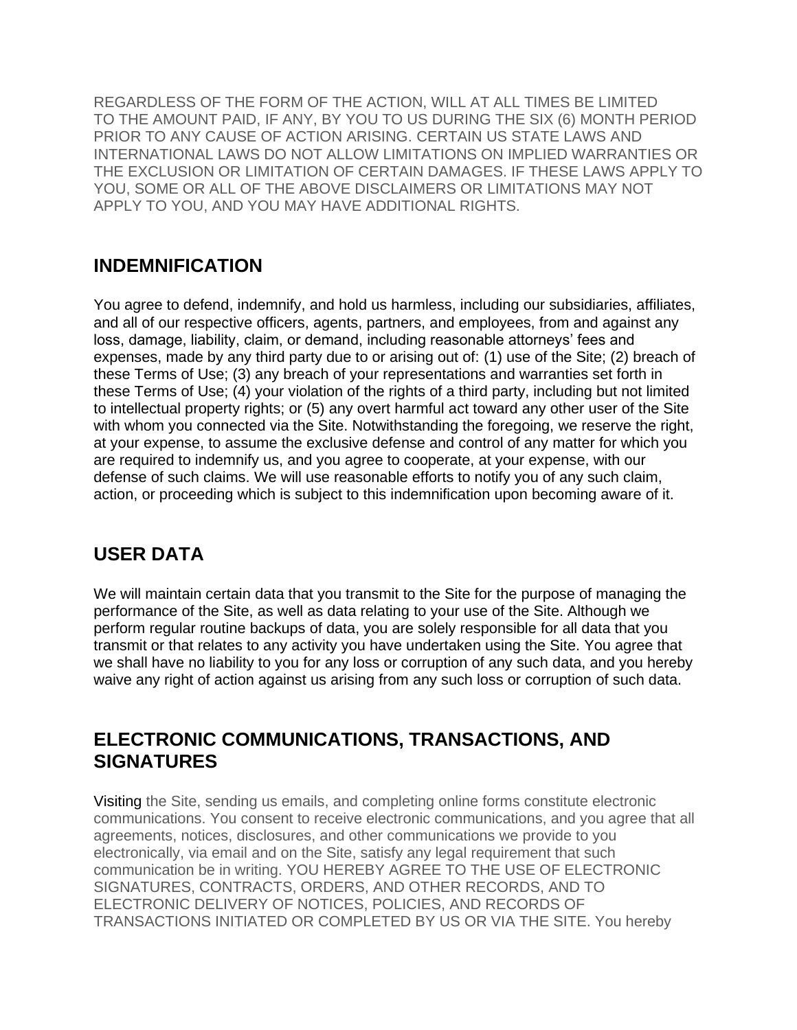REGARDLESS OF THE FORM OF THE ACTION, WILL AT ALL TIMES BE LIMITED TO THE AMOUNT PAID, IF ANY, BY YOU TO US DURING THE SIX (6) MONTH PERIOD PRIOR TO ANY CAUSE OF ACTION ARISING. CERTAIN US STATE LAWS AND INTERNATIONAL LAWS DO NOT ALLOW LIMITATIONS ON IMPLIED WARRANTIES OR THE EXCLUSION OR LIMITATION OF CERTAIN DAMAGES. IF THESE LAWS APPLY TO YOU, SOME OR ALL OF THE ABOVE DISCLAIMERS OR LIMITATIONS MAY NOT APPLY TO YOU, AND YOU MAY HAVE ADDITIONAL RIGHTS.

## INDEMNIFICATION

You agree to defend, indemnify, and hold us harmless, including our subsidiaries, affiliates, and all of our respective officers, agents, partners, and employees, from and against any loss, damage, liability, claim, or demand, including reasonable attorneys' fees and expenses, made by any third party due to or arising out of: (1) use of the Site; (2) breach of these Terms of Use; (3) any breach of your representations and warranties set forth in these Terms of Use; (4) your violation of the rights of a third party, including but not limited to intellectual property rights; or (5) any overt harmful act toward any other user of the Site with whom you connected via the Site. Notwithstanding the foregoing, we reserve the right, at your expense, to assume the exclusive defense and control of any matter for which you are required to indemnify us, and you agree to cooperate, at your expense, with our defense of such claims. We will use reasonable efforts to notify you of any such claim, action, or proceeding which is subject to this indemnification upon becoming aware of it.

## USER DATA

We will maintain certain data that you transmit to the Site for the purpose of managing the performance of the Site, as well as data relating to your use of the Site. Although we perform regular routine backups of data, you are solely responsible for all data that you transmit or that relates to any activity you have undertaken using the Site. You agree that we shall have no liability to you for any loss or corruption of any such data, and you hereby waive any right of action against us arising from any such loss or corruption of such data.

## ELECTRONIC COMMUNICATIONS, TRANSACTIONS, AND SIGNATURES

Visiting the Site, sending us emails, and completing online forms constitute electronic communications. You consent to receive electronic communications, and you agree that all agreements, notices, disclosures, and other communications we provide to you electronically, via email and on the Site, satisfy any legal requirement that such communication be in writing. YOU HEREBY AGREE TO THE USE OF ELECTRONIC SIGNATURES, CONTRACTS, ORDERS, AND OTHER RECORDS, AND TO ELECTRONIC DELIVERY OF NOTICES, POLICIES, AND RECORDS OF TRANSACTIONS INITIATED OR COMPLETED BY US OR VIA THE SITE. You hereby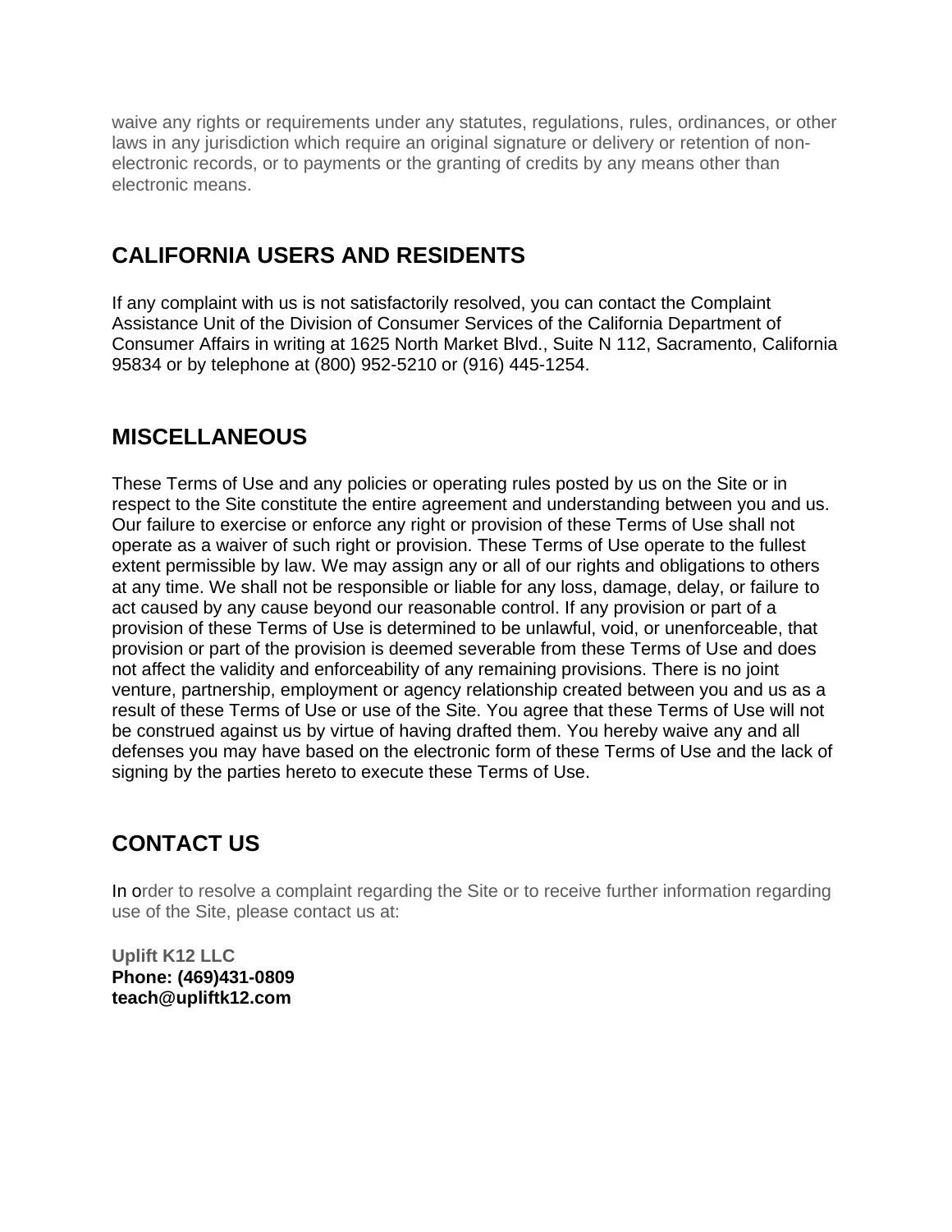waive any rights or requirements under any statutes, regulations, rules, ordinances, or other laws in any jurisdiction which require an original signature or delivery or retention of non-electronic records, or to payments or the granting of credits by any means other than electronic means.

## CALIFORNIA USERS AND RESIDENTS

If any complaint with us is not satisfactorily resolved, you can contact the Complaint Assistance Unit of the Division of Consumer Services of the California Department of Consumer Affairs in writing at 1625 North Market Blvd., Suite N 112, Sacramento, California 95834 or by telephone at (800) 952-5210 or (916) 445-1254.

## MISCELLANEOUS

These Terms of Use and any policies or operating rules posted by us on the Site or in respect to the Site constitute the entire agreement and understanding between you and us. Our failure to exercise or enforce any right or provision of these Terms of Use shall not operate as a waiver of such right or provision. These Terms of Use operate to the fullest extent permissible by law. We may assign any or all of our rights and obligations to others at any time. We shall not be responsible or liable for any loss, damage, delay, or failure to act caused by any cause beyond our reasonable control. If any provision or part of a provision of these Terms of Use is determined to be unlawful, void, or unenforceable, that provision or part of the provision is deemed severable from these Terms of Use and does not affect the validity and enforceability of any remaining provisions. There is no joint venture, partnership, employment or agency relationship created between you and us as a result of these Terms of Use or use of the Site. You agree that these Terms of Use will not be construed against us by virtue of having drafted them. You hereby waive any and all defenses you may have based on the electronic form of these Terms of Use and the lack of signing by the parties hereto to execute these Terms of Use.

## CONTACT US

In order to resolve a complaint regarding the Site or to receive further information regarding use of the Site, please contact us at:

**Uplift K12 LLC**
**Phone: (469)431-0809**
**teach@upliftk12.com**